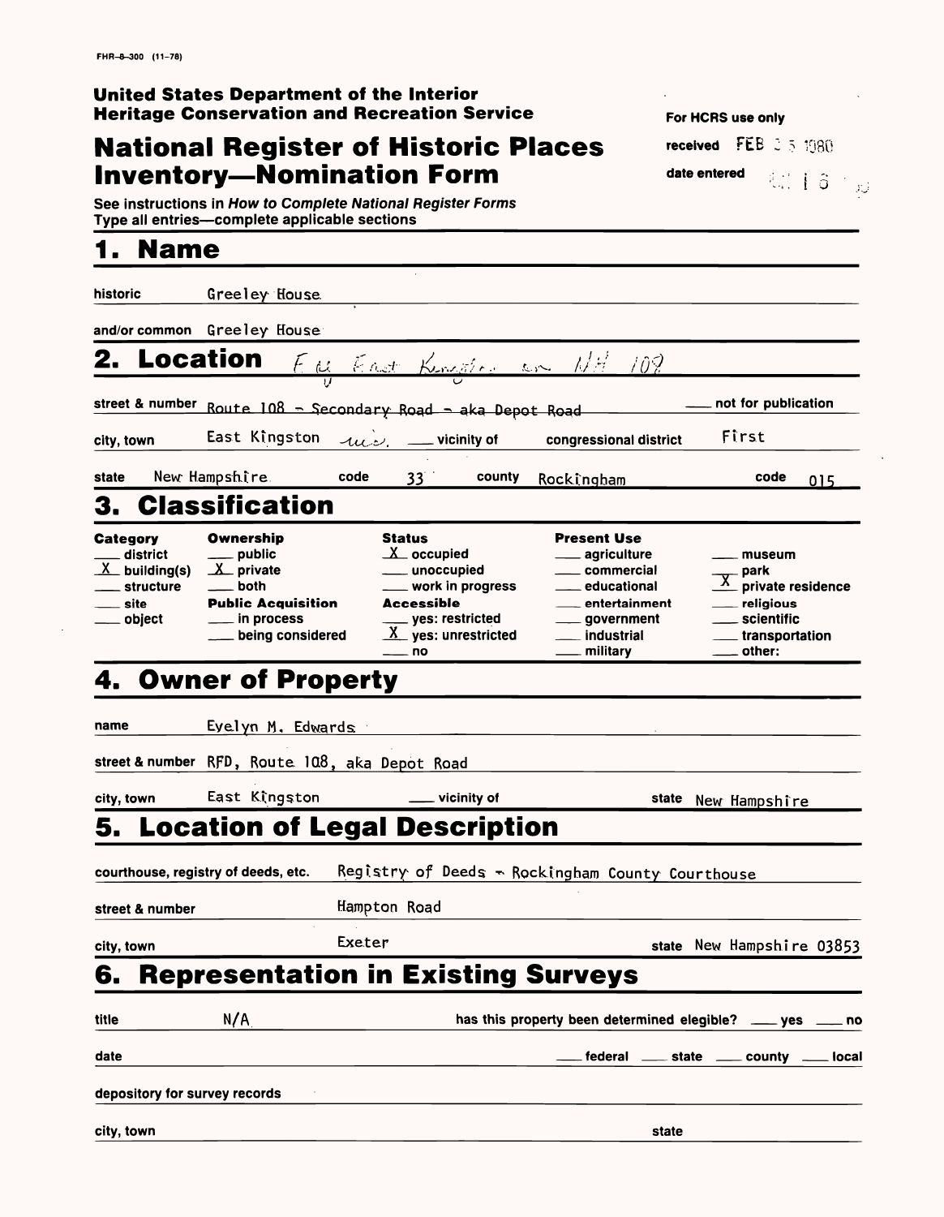FHR-8-300 (11-78)

**United States Department of the Interior**
**Heritage Conservation and Recreation Service**

# National Register of Historic Places Inventory—Nomination Form

For HCRS use only

received FEB 2 5 1980

date entered

See instructions in *How to Complete National Register Forms*
Type all entries—complete applicable sections

## 1. Name

historic Greeley House

and/or common Greeley House

## 2. Location

street & number ~~Route 108 - Secondary Road - aka Depot Road~~ ___ not for publication

city, town East Kingston ___ vicinity of congressional district First

state New Hampshire code 33 county Rockingham code 015

## 3. Classification

| Category | Ownership | Status | Present Use | |
|---|---|---|---|---|
| ___ district | ___ public | X occupied | ___ agriculture | ___ museum |
| X building(s) | X private | ___ unoccupied | ___ commercial | ___ park |
| ___ structure | ___ both | ___ work in progress | ___ educational | X private residence |
| ___ site | **Public Acquisition** | **Accessible** | ___ entertainment | ___ religious |
| ___ object | ___ in process | ___ yes: restricted | ___ government | ___ scientific |
| | ___ being considered | X yes: unrestricted | ___ industrial | ___ transportation |
| | | ___ no | ___ military | ___ other: |

## 4. Owner of Property

name Evelyn M. Edwards

street & number RFD, Route 108, aka Depot Road

city, town East Kingston ___ vicinity of state New Hampshire

## 5. Location of Legal Description

courthouse, registry of deeds, etc. Registry of Deeds - Rockingham County Courthouse

street & number Hampton Road

city, town Exeter state New Hampshire 03853

## 6. Representation in Existing Surveys

title N/A has this property been determined elegible? ___ yes ___ no

date ___ federal ___ state ___ county ___ local

depository for survey records

city, town state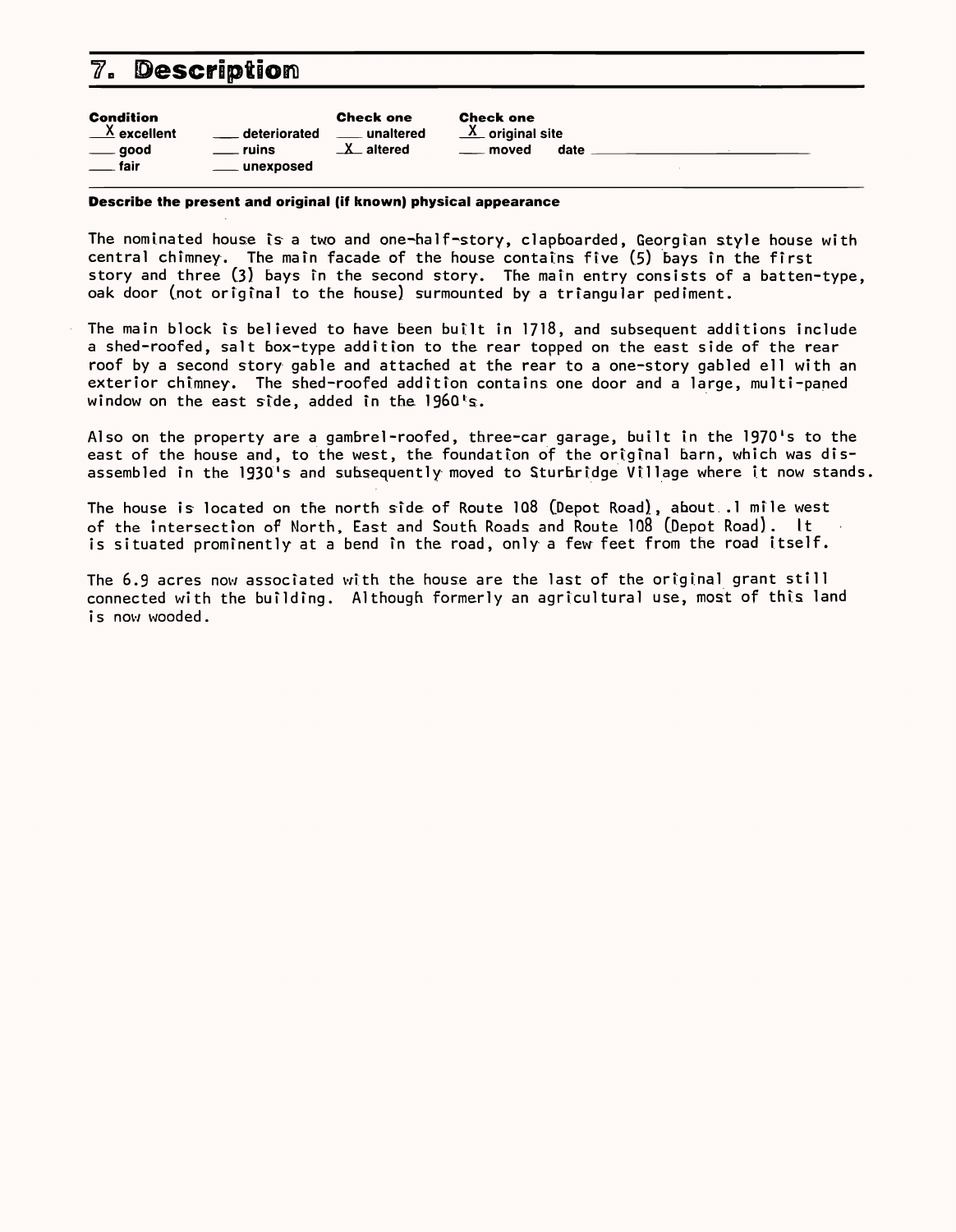# 7. Description

| Condition | | Check one | Check one |
| --- | --- | --- | --- |
| X excellent | ___ deteriorated | ___ unaltered | X original site |
| ___ good | ___ ruins | X altered | ___ moved date ___ |
| ___ fair | ___ unexposed | | |

**Describe the present and original (if known) physical appearance**

The nominated house is a two and one-half-story, clapboarded, Georgian style house with central chimney. The main facade of the house contains five (5) bays in the first story and three (3) bays in the second story. The main entry consists of a batten-type, oak door (not original to the house) surmounted by a triangular pediment.

The main block is believed to have been built in 1718, and subsequent additions include a shed-roofed, salt box-type addition to the rear topped on the east side of the rear roof by a second story gable and attached at the rear to a one-story gabled ell with an exterior chimney. The shed-roofed addition contains one door and a large, multi-paned window on the east side, added in the 1960's.

Also on the property are a gambrel-roofed, three-car garage, built in the 1970's to the east of the house and, to the west, the foundation of the original barn, which was disassembled in the 1930's and subsequently moved to Sturbridge Village where it now stands.

The house is located on the north side of Route 108 (Depot Road), about .1 mile west of the intersection of North, East and South Roads and Route 108 (Depot Road). It is situated prominently at a bend in the road, only a few feet from the road itself.

The 6.9 acres now associated with the house are the last of the original grant still connected with the building. Although formerly an agricultural use, most of this land is now wooded.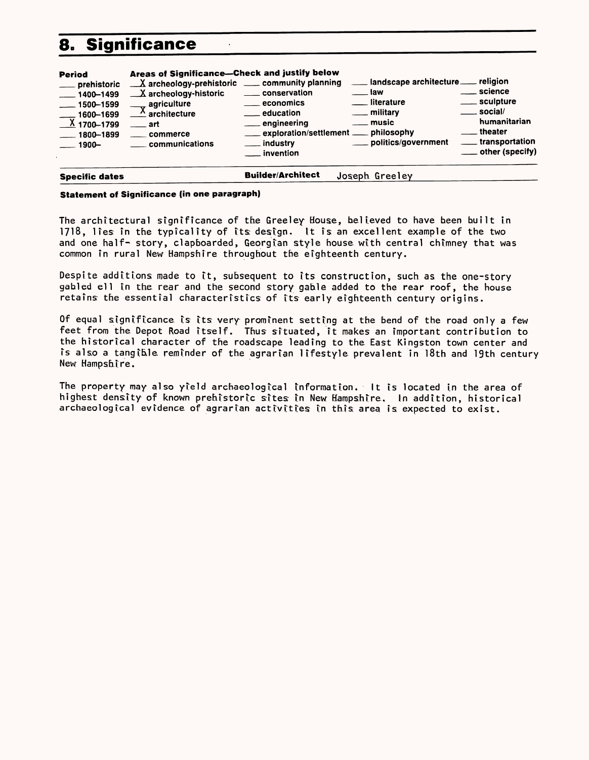## 8. Significance

| Period | Areas of Significance—Check and justify below | | | |
|---|---|---|---|---|
| ___ prehistoric | _X_ archeology-prehistoric | ___ community planning | ___ landscape architecture | ___ religion |
| ___ 1400–1499 | _X_ archeology-historic | ___ conservation | ___ law | ___ science |
| ___ 1500–1599 | ___ agriculture | ___ economics | ___ literature | ___ sculpture |
| ___ 1600–1699 | _X_ architecture | ___ education | ___ military | ___ social/humanitarian |
| _X_ 1700–1799 | ___ art | ___ engineering | ___ music | ___ theater |
| ___ 1800–1899 | ___ commerce | ___ exploration/settlement | ___ philosophy | ___ transportation |
| ___ 1900– | ___ communications | ___ industry | ___ politics/government | ___ other (specify) |
| | | ___ invention | | |

**Specific dates** | **Builder/Architect** Joseph Greeley

**Statement of Significance (in one paragraph)**

The architectural significance of the Greeley House, believed to have been built in 1718, lies in the typicality of its design. It is an excellent example of the two and one half- story, clapboarded, Georgian style house with central chimney that was common in rural New Hampshire throughout the eighteenth century.

Despite additions made to it, subsequent to its construction, such as the one-story gabled ell in the rear and the second story gable added to the rear roof, the house retains the essential characteristics of its early eighteenth century origins.

Of equal significance is its very prominent setting at the bend of the road only a few feet from the Depot Road itself. Thus situated, it makes an important contribution to the historical character of the roadscape leading to the East Kingston town center and is also a tangible reminder of the agrarian lifestyle prevalent in 18th and 19th century New Hampshire.

The property may also yield archaeological information. It is located in the area of highest density of known prehistoric sites in New Hampshire. In addition, historical archaeological evidence of agrarian activities in this area is expected to exist.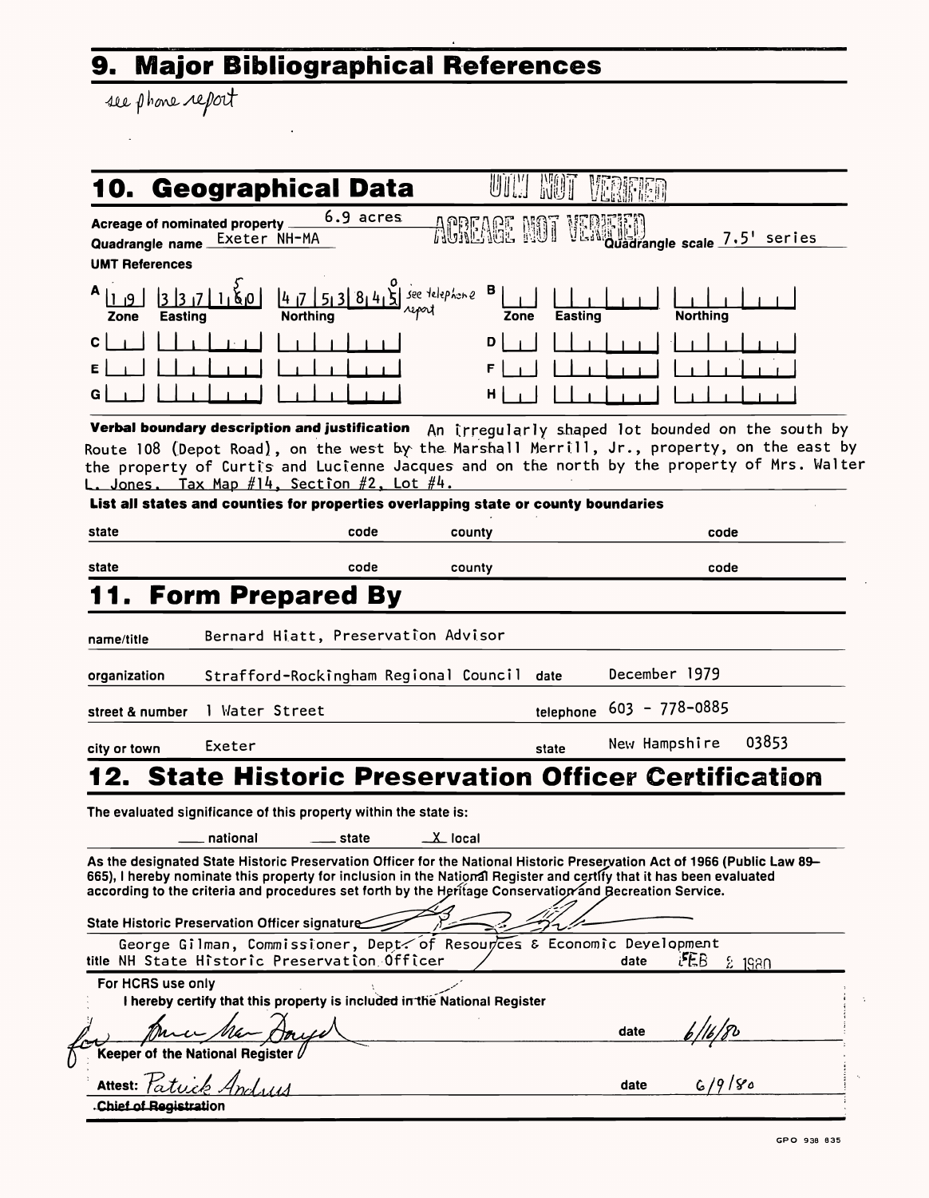## 9. Major Bibliographical References

see phone report

## 10. Geographical Data

UTM NOT VERIFIED

Acreage of nominated property 6.9 acres ACREAGE NOT VERIFIED

Quadrangle name Exeter NH-MA Quadrangle scale 7.5' series

UMT References

| | Zone | Easting | Northing | | | Zone | Easting | Northing |
|---|---|---|---|---|---|---|---|---|
| A | 1 9 | 3 3 7 1 5 0 | 4 7 5 3 8 4 0 | see telephone report | B | | | |
| C | | | | | D | | | |
| E | | | | | F | | | |
| G | | | | | H | | | |

**Verbal boundary description and justification** An irregularly shaped lot bounded on the south by Route 108 (Depot Road), on the west by the Marshall Merrill, Jr., property, on the east by the property of Curtis and Lucienne Jacques and on the north by the property of Mrs. Walter L. Jones. Tax Map #14, Section #2, Lot #4.

**List all states and counties for properties overlapping state or county boundaries**

state ____ code ____ county ____ code ____

state ____ code ____ county ____ code ____

## 11. Form Prepared By

name/title Bernard Hiatt, Preservation Advisor

organization Strafford-Rockingham Regional Council date December 1979

street & number 1 Water Street telephone 603 - 778-0885

city or town Exeter state New Hampshire 03853

## 12. State Historic Preservation Officer Certification

The evaluated significance of this property within the state is:

___ national ___ state X local

As the designated State Historic Preservation Officer for the National Historic Preservation Act of 1966 (Public Law 89–665), I hereby nominate this property for inclusion in the National Register and certify that it has been evaluated according to the criteria and procedures set forth by the Heritage Conservation and Recreation Service.

State Historic Preservation Officer signature [signature]

George Gilman, Commissioner, Dept. of Resources & Economic Development

title NH State Historic Preservation Officer date FEB 2 1980

For HCRS use only

I hereby certify that this property is included in the National Register

for [signature] date 6/16/80

Keeper of the National Register

Attest: Patrick Andrus date 6/9/80

Chief of Registration